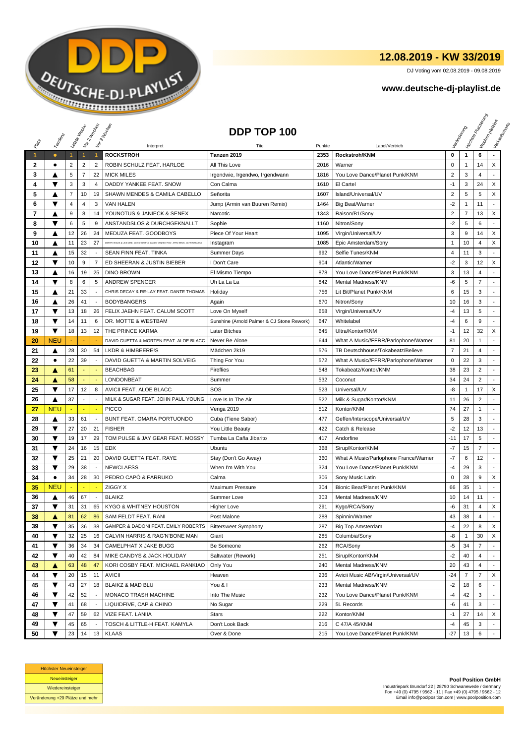# 12.08.2019 - KW 33/2019

DJ Voting vom 02.08.2019 - 09.08.2019

**www.deutsche-dj-playlist.de**

## DDP TOP 100

| Platz | Tendenz | Letzte Woche | Vor 2 Wochen | Vor 3 Wochen | Interpret | Titel | Punkte | Label/Vertrieb | Veränderung | Höchste Platzierung | Wochen platziert | Verkaufscharts |
|---|---|---|---|---|---|---|---|---|---|---|---|---|
| 1 | ● | 1 | 1 | 1 | ROCKSTROH | Tanzen 2019 | 2353 | Rockstroh/KNM | 0 | 1 | 6 | - |
| 2 | ● | 2 | 2 | 2 | ROBIN SCHULZ FEAT. HARLOE | All This Love | 2016 | Warner | 0 | 1 | 14 | X |
| 3 | ▲ | 5 | 7 | 22 | MICK MILES | Irgendwie, Irgendwo, Irgendwann | 1816 | You Love Dance/Planet Punk/KNM | 2 | 3 | 4 | - |
| 4 | ▼ | 3 | 3 | 4 | DADDY YANKEE FEAT. SNOW | Con Calma | 1610 | El Cartel | -1 | 3 | 24 | X |
| 5 | ▲ | 7 | 10 | 19 | SHAWN MENDES & CAMILA CABELLO | Señorita | 1607 | Island/Universal/UV | 2 | 5 | 5 | X |
| 6 | ▼ | 4 | 4 | 3 | VAN HALEN | Jump (Armin van Buuren Remix) | 1464 | Big Beat/Warner | -2 | 1 | 11 | - |
| 7 | ▲ | 9 | 8 | 14 | YOUNOTUS & JANIECK & SENEX | Narcotic | 1343 | Raison/B1/Sony | 2 | 7 | 13 | X |
| 8 | ▼ | 6 | 5 | 9 | ANSTANDSLOS & DURCHGEKNALLT | Sophie | 1160 | Nitron/Sony | -2 | 5 | 6 | - |
| 9 | ▲ | 12 | 26 | 24 | MEDUZA FEAT. GOODBOYS | Piece Of Your Heart | 1095 | Virgin/Universal/UV | 3 | 9 | 14 | X |
| 10 | ▲ | 11 | 23 | 27 | DIMITRI VEGAS & LIKE MIKE, DAVID GUETTA, DADDY YANKEE FEAT. AFRO BROS, NATTI NATASHA | Instagram | 1085 | Epic Amsterdam/Sony | 1 | 10 | 4 | X |
| 11 | ▲ | 15 | 32 | - | SEAN FINN FEAT. TINKA | Summer Days | 992 | Selfie Tunes/KNM | 4 | 11 | 3 | - |
| 12 | ▼ | 10 | 9 | 7 | ED SHEERAN & JUSTIN BIEBER | I Don't Care | 904 | Atlantic/Warner | -2 | 3 | 12 | X |
| 13 | ▲ | 16 | 19 | 25 | DINO BROWN | El Mismo Tiempo | 878 | You Love Dance/Planet Punk/KNM | 3 | 13 | 4 | - |
| 14 | ▼ | 8 | 6 | 5 | ANDREW SPENCER | Uh La La La | 842 | Mental Madness/KNM | -6 | 5 | 7 | - |
| 15 | ▲ | 21 | 33 | - | CHRIS DECAY & RE-LAY FEAT. DANTE THOMAS | Holiday | 756 | Lit Bit/Planet Punk/KNM | 6 | 15 | 3 | - |
| 16 | ▲ | 26 | 41 | - | BODYBANGERS | Again | 670 | Nitron/Sony | 10 | 16 | 3 | - |
| 17 | ▼ | 13 | 18 | 26 | FELIX JAEHN FEAT. CALUM SCOTT | Love On Myself | 658 | Virgin/Universal/UV | -4 | 13 | 5 | - |
| 18 | ▼ | 14 | 11 | 6 | DR. MOTTE & WESTBAM | Sunshine (Arnold Palmer & CJ Stone Rework) | 647 | Whitelabel | -4 | 6 | 9 | - |
| 19 | ▼ | 18 | 13 | 12 | THE PRINCE KARMA | Later Bitches | 645 | Ultra/Kontor/KNM | -1 | 12 | 32 | X |
| 20 | NEU | - | - | - | DAVID GUETTA & MORTEN FEAT. ALOE BLACC | Never Be Alone | 644 | What A Music//FFRR/Parlophone/Warner | 81 | 20 | 1 | - |
| 21 | ▲ | 28 | 30 | 54 | LKDR & HIMBEERE!S | Mädchen 2k19 | 576 | TB Deutschhouse/Tokabeatz/Believe | 7 | 21 | 4 | - |
| 22 | ● | 22 | 39 | - | DAVID GUETTA & MARTIN SOLVEIG | Thing For You | 572 | What A Music//FFRR/Parlophone/Warner | 0 | 22 | 3 | - |
| 23 | ▲ | 61 | - | - | BEACHBAG | Fireflies | 548 | Tokabeatz/Kontor/KNM | 38 | 23 | 2 | - |
| 24 | ▲ | 58 | - | - | LONDONBEAT | Summer | 532 | Coconut | 34 | 24 | 2 | - |
| 25 | ▼ | 17 | 12 | 8 | AVICII FEAT. ALOE BLACC | SOS | 523 | Universal/UV | -8 | 1 | 17 | X |
| 26 | ▲ | 37 | - | - | MILK & SUGAR FEAT. JOHN PAUL YOUNG | Love Is In The Air | 522 | Milk & Sugar/Kontor/KNM | 11 | 26 | 2 | - |
| 27 | NEU | - | - | - | PICCO | Venga 2019 | 512 | Kontor/KNM | 74 | 27 | 1 | - |
| 28 | ▲ | 33 | 61 | - | BUNT FEAT. OMARA PORTUONDO | Cuba (Tiene Sabor) | 477 | Geffen/Interscope/Universal/UV | 5 | 28 | 3 | - |
| 29 | ▼ | 27 | 20 | 21 | FISHER | You Little Beauty | 422 | Catch & Release | -2 | 12 | 13 | - |
| 30 | ▼ | 19 | 17 | 29 | TOM PULSE & JAY GEAR FEAT. MOSSY | Tumba La Caña Jibarito | 417 | Andorfine | -11 | 17 | 5 | - |
| 31 | ▼ | 24 | 16 | 15 | EDX | Ubuntu | 368 | Sirup/Kontor/KNM | -7 | 15 | 7 | - |
| 32 | ▼ | 25 | 21 | 20 | DAVID GUETTA FEAT. RAYE | Stay (Don't Go Away) | 360 | What A Music/Parlophone France/Warner | -7 | 6 | 12 | - |
| 33 | ▼ | 29 | 38 | - | NEWCLAESS | When I'm With You | 324 | You Love Dance/Planet Punk/KNM | -4 | 29 | 3 | - |
| 34 | ● | 34 | 28 | 30 | PEDRO CAPÓ & FARRUKO | Calma | 306 | Sony Music Latin | 0 | 28 | 9 | X |
| 35 | NEU | - | - | - | ZIGGY X | Maximum Pressure | 304 | Bionic Bear/Planet Punk/KNM | 66 | 35 | 1 | - |
| 36 | ▲ | 46 | 67 | - | BLAIKZ | Summer Love | 303 | Mental Madness/KNM | 10 | 14 | 11 | - |
| 37 | ▼ | 31 | 31 | 65 | KYGO & WHITNEY HOUSTON | Higher Love | 291 | Kygo/RCA/Sony | -6 | 31 | 4 | X |
| 38 | ▲ | 81 | 62 | 86 | SAM FELDT FEAT. RANI | Post Malone | 288 | Spinnin/Warner | 43 | 38 | 4 | - |
| 39 | ▼ | 35 | 36 | 38 | GAMPER & DADONI FEAT. EMILY ROBERTS | Bittersweet Symphony | 287 | Big Top Amsterdam | -4 | 22 | 8 | X |
| 40 | ▼ | 32 | 25 | 16 | CALVIN HARRIS & RAG'N'BONE MAN | Giant | 285 | Columbia/Sony | -8 | 1 | 30 | X |
| 41 | ▼ | 36 | 34 | 34 | CAMELPHAT X JAKE BUGG | Be Someone | 262 | RCA/Sony | -5 | 34 | 7 | - |
| 42 | ▼ | 40 | 42 | 84 | MIKE CANDYS & JACK HOLIDAY | Saltwater (Rework) | 251 | Sirup/Kontor/KNM | -2 | 40 | 4 | - |
| 43 | ▲ | 63 | 48 | 47 | KORI COSBY FEAT. MICHAEL RANKIAO | Only You | 240 | Mental Madness/KNM | 20 | 43 | 4 | - |
| 44 | ▼ | 20 | 15 | 11 | AVICII | Heaven | 236 | Avicii Music AB/Virgin/Universal/UV | -24 | 7 | 7 | X |
| 45 | ▼ | 43 | 27 | 18 | BLAIKZ & MAD BLU | You & I | 233 | Mental Madness/KNM | -2 | 18 | 6 | - |
| 46 | ▼ | 42 | 52 | - | MONACO TRASH MACHINE | Into The Music | 232 | You Love Dance/Planet Punk/KNM | -4 | 42 | 3 | - |
| 47 | ▼ | 41 | 68 | - | LIQUIDFIVE, CAP & CHINO | No Sugar | 229 | 5L Records | -6 | 41 | 3 | - |
| 48 | ▼ | 47 | 59 | 62 | VIZE FEAT. LANIIA | Stars | 222 | Kontor/KNM | -1 | 27 | 14 | X |
| 49 | ▼ | 45 | 65 | - | TOSCH & LITTLE-H FEAT. KAMYLA | Don't Look Back | 216 | C 47/A 45/KNM | -4 | 45 | 3 | - |
| 50 | ▼ | 23 | 14 | 13 | KLAAS | Over & Done | 215 | You Love Dance/Planet Punk/KNM | -27 | 13 | 6 | - |

| Legende |
|---|
| Höchster Neueinsteiger |
| Neueinsteiger |
| Wiedereinsteiger |
| Veränderung +20 Plätze und mehr |

**Pool Position GmbH**
Industriepark Brundorf 22 | 28790 Schwanewede / Germany
Fon +49 (0) 4795 / 9562 - 11 | Fax +49 (0) 4795 / 9562 - 12
Email info@poolposition.com | www.poolposition.com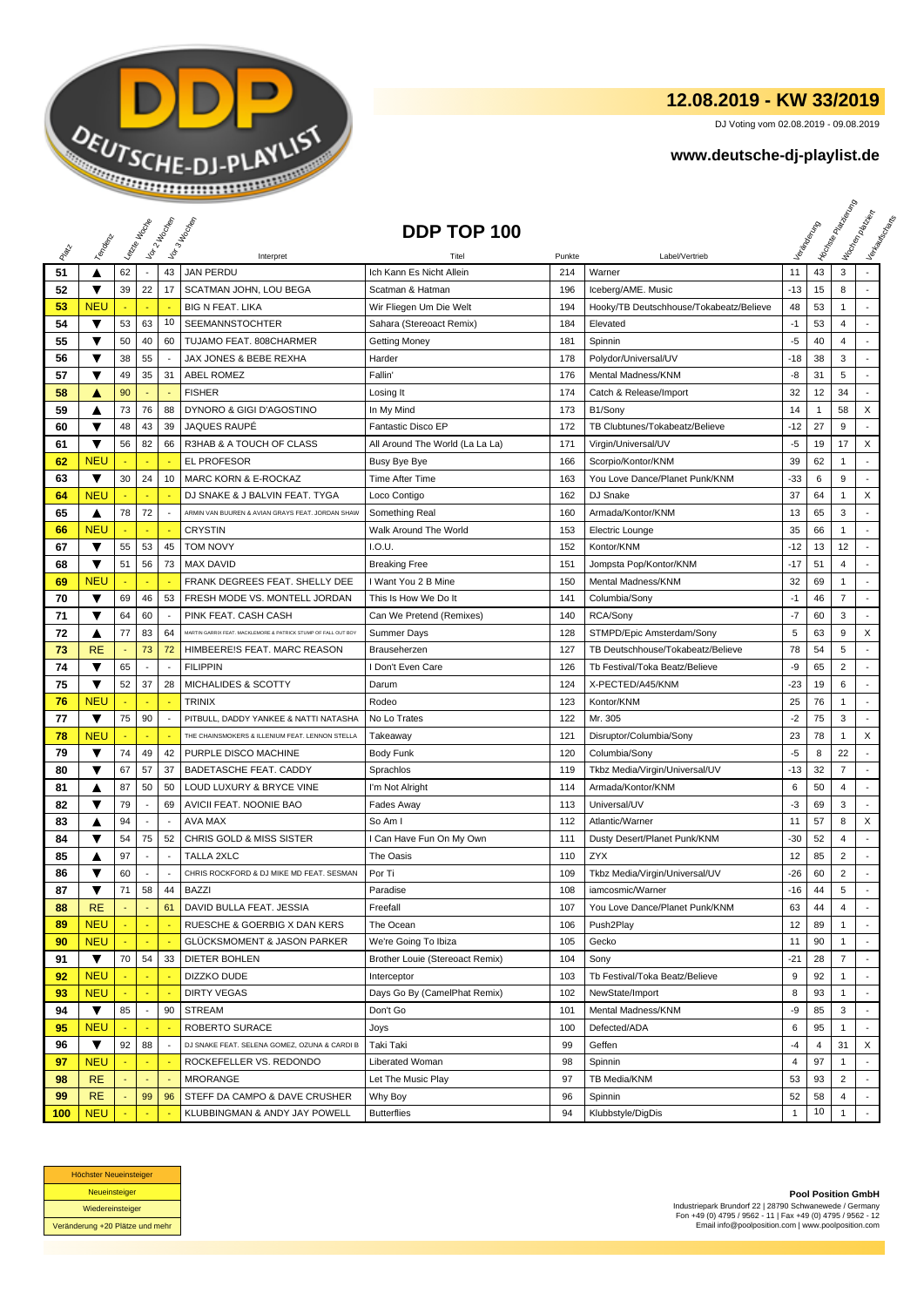## 12.08.2019 - KW 33/2019

DJ Voting vom 02.08.2019 - 09.08.2019

**www.deutsche-dj-playlist.de**

# DDP TOP 100

| Platz | Tendenz | Letzte Woche | Vor 2 Wochen | Vor 3 Wochen | Interpret | Titel | Punkte | Label/Vertrieb | Veränderung | Höchste Platzierung | Wochen platziert | Verkaufscharts |
|---|---|---|---|---|---|---|---|---|---|---|---|---|
| 51 | ▲ | 62 | - | 43 | JAN PERDU | Ich Kann Es Nicht Allein | 214 | Warner | 11 | 43 | 3 | - |
| 52 | ▼ | 39 | 22 | 17 | SCATMAN JOHN, LOU BEGA | Scatman & Hatman | 196 | Iceberg/AME. Music | -13 | 15 | 8 | - |
| 53 | NEU | - | - | - | BIG N FEAT. LIKA | Wir Fliegen Um Die Welt | 194 | Hooky/TB Deutschhouse/Tokabeatz/Believe | 48 | 53 | 1 | - |
| 54 | ▼ | 53 | 63 | 10 | SEEMANNSTOCHTER | Sahara (Stereoact Remix) | 184 | Elevated | -1 | 53 | 4 | - |
| 55 | ▼ | 50 | 40 | 60 | TUJAMO FEAT. 808CHARMER | Getting Money | 181 | Spinnin | -5 | 40 | 4 | - |
| 56 | ▼ | 38 | 55 | - | JAX JONES & BEBE REXHA | Harder | 178 | Polydor/Universal/UV | -18 | 38 | 3 | - |
| 57 | ▼ | 49 | 35 | 31 | ABEL ROMEZ | Fallin' | 176 | Mental Madness/KNM | -8 | 31 | 5 | - |
| 58 | ▲ | 90 | - | - | FISHER | Losing It | 174 | Catch & Release/Import | 32 | 12 | 34 | - |
| 59 | ▲ | 73 | 76 | 88 | DYNORO & GIGI D'AGOSTINO | In My Mind | 173 | B1/Sony | 14 | 1 | 58 | X |
| 60 | ▼ | 48 | 43 | 39 | JAQUES RAUPÉ | Fantastic Disco EP | 172 | TB Clubtunes/Tokabeatz/Believe | -12 | 27 | 9 | - |
| 61 | ▼ | 56 | 82 | 66 | R3HAB & A TOUCH OF CLASS | All Around The World (La La La) | 171 | Virgin/Universal/UV | -5 | 19 | 17 | X |
| 62 | NEU | - | - | - | EL PROFESOR | Busy Bye Bye | 166 | Scorpio/Kontor/KNM | 39 | 62 | 1 | - |
| 63 | ▼ | 30 | 24 | 10 | MARC KORN & E-ROCKAZ | Time After Time | 163 | You Love Dance/Planet Punk/KNM | -33 | 6 | 9 | - |
| 64 | NEU | - | - | - | DJ SNAKE & J BALVIN FEAT. TYGA | Loco Contigo | 162 | DJ Snake | 37 | 64 | 1 | X |
| 65 | ▲ | 78 | 72 | - | ARMIN VAN BUUREN & AVIAN GRAYS FEAT. JORDAN SHAW | Something Real | 160 | Armada/Kontor/KNM | 13 | 65 | 3 | - |
| 66 | NEU | - | - | - | CRYSTIN | Walk Around The World | 153 | Electric Lounge | 35 | 66 | 1 | - |
| 67 | ▼ | 55 | 53 | 45 | TOM NOVY | I.O.U. | 152 | Kontor/KNM | -12 | 13 | 12 | - |
| 68 | ▼ | 51 | 56 | 73 | MAX DAVID | Breaking Free | 151 | Jompsta Pop/Kontor/KNM | -17 | 51 | 4 | - |
| 69 | NEU | - | - | - | FRANK DEGREES FEAT. SHELLY DEE | I Want You 2 B Mine | 150 | Mental Madness/KNM | 32 | 69 | 1 | - |
| 70 | ▼ | 69 | 46 | 53 | FRESH MODE VS. MONTELL JORDAN | This Is How We Do It | 141 | Columbia/Sony | -1 | 46 | 7 | - |
| 71 | ▼ | 64 | 60 | - | PINK FEAT. CASH CASH | Can We Pretend (Remixes) | 140 | RCA/Sony | -7 | 60 | 3 | - |
| 72 | ▲ | 77 | 83 | 64 | MARTIN GARRIX FEAT. MACKLEMORE & PATRICK STUMP OF FALL OUT BOY | Summer Days | 128 | STMPD/Epic Amsterdam/Sony | 5 | 63 | 9 | X |
| 73 | RE | - | 73 | 72 | HIMBEERE!S FEAT. MARC REASON | Brauseherzen | 127 | TB Deutschhouse/Tokabeatz/Believe | 78 | 54 | 5 | - |
| 74 | ▼ | 65 | - | - | FILIPPIN | I Don't Even Care | 126 | Tb Festival/Toka Beatz/Believe | -9 | 65 | 2 | - |
| 75 | ▼ | 52 | 37 | 28 | MICHALIDES & SCOTTY | Darum | 124 | X-PECTED/A45/KNM | -23 | 19 | 6 | - |
| 76 | NEU | - | - | - | TRINIX | Rodeo | 123 | Kontor/KNM | 25 | 76 | 1 | - |
| 77 | ▼ | 75 | 90 | - | PITBULL, DADDY YANKEE & NATTI NATASHA | No Lo Trates | 122 | Mr. 305 | -2 | 75 | 3 | - |
| 78 | NEU | - | - | - | THE CHAINSMOKERS & ILLENIUM FEAT. LENNON STELLA | Takeaway | 121 | Disruptor/Columbia/Sony | 23 | 78 | 1 | X |
| 79 | ▼ | 74 | 49 | 42 | PURPLE DISCO MACHINE | Body Funk | 120 | Columbia/Sony | -5 | 8 | 22 | - |
| 80 | ▼ | 67 | 57 | 37 | BADETASCHE FEAT. CADDY | Sprachlos | 119 | Tkbz Media/Virgin/Universal/UV | -13 | 32 | 7 | - |
| 81 | ▲ | 87 | 50 | 50 | LOUD LUXURY & BRYCE VINE | I'm Not Alright | 114 | Armada/Kontor/KNM | 6 | 50 | 4 | - |
| 82 | ▼ | 79 | - | 69 | AVICII FEAT. NOONIE BAO | Fades Away | 113 | Universal/UV | -3 | 69 | 3 | - |
| 83 | ▲ | 94 | - | - | AVA MAX | So Am I | 112 | Atlantic/Warner | 11 | 57 | 8 | X |
| 84 | ▼ | 54 | 75 | 52 | CHRIS GOLD & MISS SISTER | I Can Have Fun On My Own | 111 | Dusty Desert/Planet Punk/KNM | -30 | 52 | 4 | - |
| 85 | ▲ | 97 | - | - | TALLA 2XLC | The Oasis | 110 | ZYX | 12 | 85 | 2 | - |
| 86 | ▼ | 60 | - | - | CHRIS ROCKFORD & DJ MIKE MD FEAT. SESMAN | Por Ti | 109 | Tkbz Media/Virgin/Universal/UV | -26 | 60 | 2 | - |
| 87 | ▼ | 71 | 58 | 44 | BAZZI | Paradise | 108 | iamcosmic/Warner | -16 | 44 | 5 | - |
| 88 | RE | - | - | 61 | DAVID BULLA FEAT. JESSIA | Freefall | 107 | You Love Dance/Planet Punk/KNM | 63 | 44 | 4 | - |
| 89 | NEU | - | - | - | RUESCHE & GOERBIG X DAN KERS | The Ocean | 106 | Push2Play | 12 | 89 | 1 | - |
| 90 | NEU | - | - | - | GLÜCKSMOMENT & JASON PARKER | We're Going To Ibiza | 105 | Gecko | 11 | 90 | 1 | - |
| 91 | ▼ | 70 | 54 | 33 | DIETER BOHLEN | Brother Louie (Stereoact Remix) | 104 | Sony | -21 | 28 | 7 | - |
| 92 | NEU | - | - | - | DIZZKO DUDE | Interceptor | 103 | Tb Festival/Toka Beatz/Believe | 9 | 92 | 1 | - |
| 93 | NEU | - | - | - | DIRTY VEGAS | Days Go By (CamelPhat Remix) | 102 | NewState/Import | 8 | 93 | 1 | - |
| 94 | ▼ | 85 | - | 90 | STREAM | Don't Go | 101 | Mental Madness/KNM | -9 | 85 | 3 | - |
| 95 | NEU | - | - | - | ROBERTO SURACE | Joys | 100 | Defected/ADA | 6 | 95 | 1 | - |
| 96 | ▼ | 92 | 88 | - | DJ SNAKE FEAT. SELENA GOMEZ, OZUNA & CARDI B | Taki Taki | 99 | Geffen | -4 | 4 | 31 | X |
| 97 | NEU | - | - | - | ROCKEFELLER VS. REDONDO | Liberated Woman | 98 | Spinnin | 4 | 97 | 1 | - |
| 98 | RE | - | - | - | MRORANGE | Let The Music Play | 97 | TB Media/KNM | 53 | 93 | 2 | - |
| 99 | RE | - | 99 | 96 | STEFF DA CAMPO & DAVE CRUSHER | Why Boy | 96 | Spinnin | 52 | 58 | 4 | - |
| 100 | NEU | - | - | - | KLUBBINGMAN & ANDY JAY POWELL | Butterflies | 94 | Klubbstyle/DigDis | 1 | 10 | 1 | - |

Höchster Neueinsteiger
Neueinsteiger
Wiedereinsteiger
Veränderung +20 Plätze und mehr

**Pool Position GmbH**
Industriepark Brundorf 22 | 28790 Schwanewede / Germany
Fon +49 (0) 4795 / 9562 - 11 | Fax +49 (0) 4795 / 9562 - 12
Email info@poolposition.com | www.poolposition.com